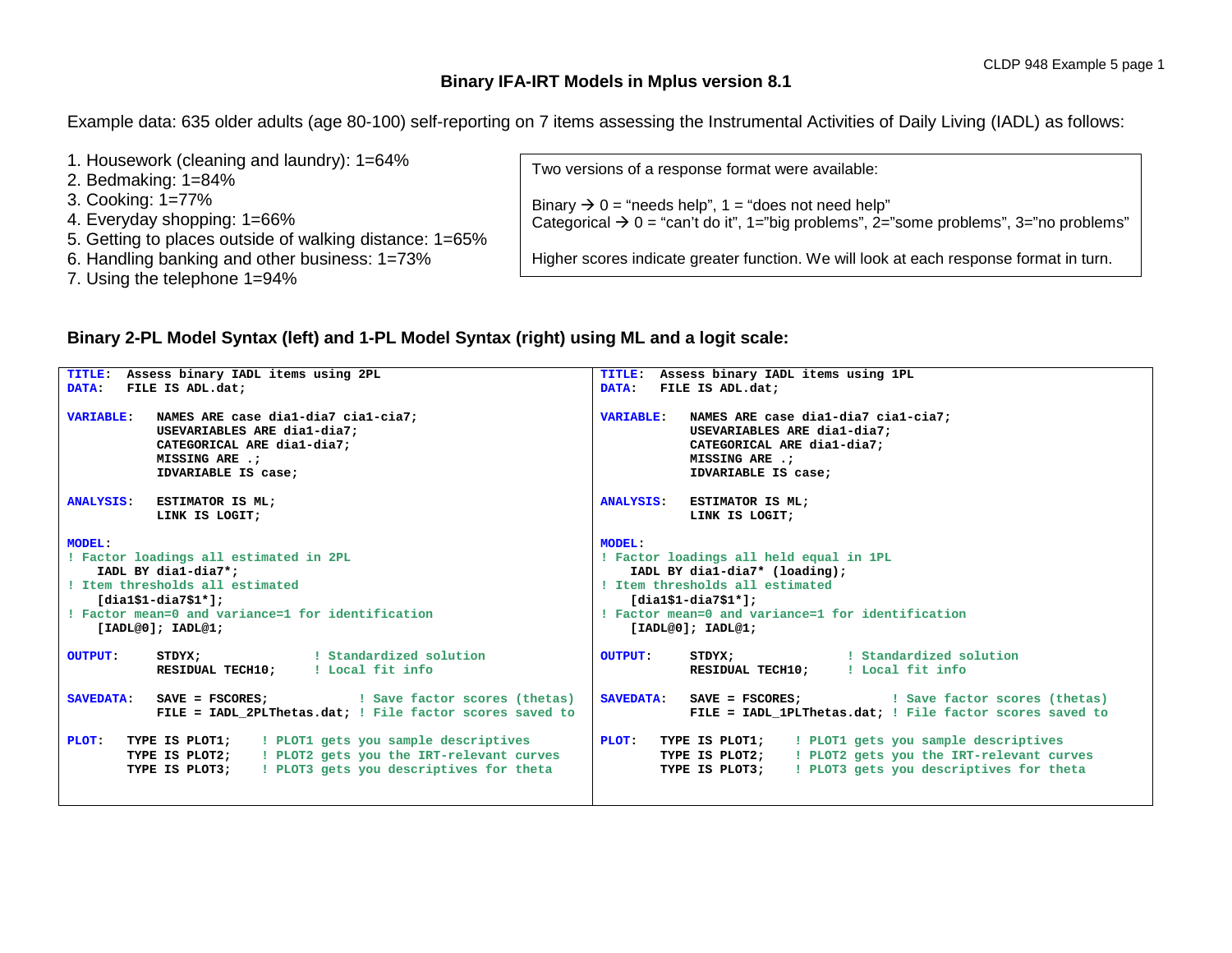# Binary IFA-IRT Models in Mplus version 8.1

Example data: 635 older adults (age 80-100) self-reporting on 7 items assessing the Instrumental Activities of Daily Living (IADL) as follows:

1. Housework (cleaning and laundry): 1=64%
2. Bedmaking: 1=84%
3. Cooking: 1=77%
4. Everyday shopping: 1=66%
5. Getting to places outside of walking distance: 1=65%
6. Handling banking and other business: 1=73%
7. Using the telephone 1=94%

> Two versions of a response format were available:
>
> Binary → 0 = "needs help", 1 = "does not need help"
> Categorical → 0 = "can't do it", 1="big problems", 2="some problems", 3="no problems"
>
> Higher scores indicate greater function. We will look at each response format in turn.

## Binary 2-PL Model Syntax (left) and 1-PL Model Syntax (right) using ML and a logit scale:

```
TITLE:  Assess binary IADL items using 2PL
DATA:   FILE IS ADL.dat;

VARIABLE:   NAMES ARE case dia1-dia7 cia1-cia7;
            USEVARIABLES ARE dia1-dia7;
            CATEGORICAL ARE dia1-dia7;
            MISSING ARE .;
            IDVARIABLE IS case;

ANALYSIS:   ESTIMATOR IS ML;
            LINK IS LOGIT;

MODEL:
! Factor loadings all estimated in 2PL
    IADL BY dia1-dia7*;
! Item thresholds all estimated
    [dia1$1-dia7$1*];
! Factor mean=0 and variance=1 for identification
    [IADL@0]; IADL@1;

OUTPUT:     STDYX;              ! Standardized solution
            RESIDUAL TECH10;    ! Local fit info

SAVEDATA:   SAVE = FSCORES;            ! Save factor scores (thetas)
            FILE = IADL_2PLThetas.dat; ! File factor scores saved to

PLOT:   TYPE IS PLOT1;    ! PLOT1 gets you sample descriptives
        TYPE IS PLOT2;    ! PLOT2 gets you the IRT-relevant curves
        TYPE IS PLOT3;    ! PLOT3 gets you descriptives for theta
```

```
TITLE:  Assess binary IADL items using 1PL
DATA:   FILE IS ADL.dat;

VARIABLE:   NAMES ARE case dia1-dia7 cia1-cia7;
            USEVARIABLES ARE dia1-dia7;
            CATEGORICAL ARE dia1-dia7;
            MISSING ARE .;
            IDVARIABLE IS case;

ANALYSIS:   ESTIMATOR IS ML;
            LINK IS LOGIT;

MODEL:
! Factor loadings all held equal in 1PL
    IADL BY dia1-dia7* (loading);
! Item thresholds all estimated
    [dia1$1-dia7$1*];
! Factor mean=0 and variance=1 for identification
    [IADL@0]; IADL@1;

OUTPUT:     STDYX;              ! Standardized solution
            RESIDUAL TECH10;    ! Local fit info

SAVEDATA:   SAVE = FSCORES;            ! Save factor scores (thetas)
            FILE = IADL_1PLThetas.dat; ! File factor scores saved to

PLOT:   TYPE IS PLOT1;    ! PLOT1 gets you sample descriptives
        TYPE IS PLOT2;    ! PLOT2 gets you the IRT-relevant curves
        TYPE IS PLOT3;    ! PLOT3 gets you descriptives for theta
```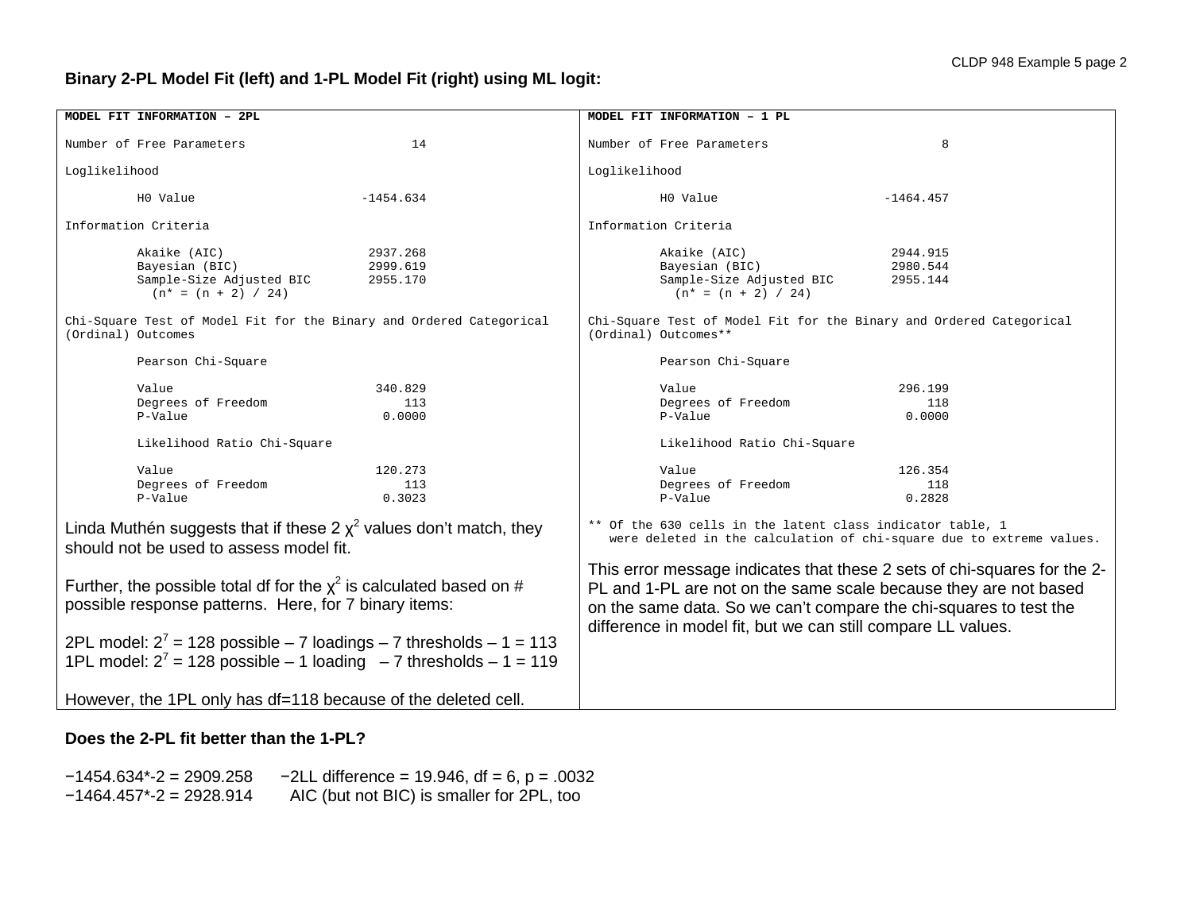**Binary 2-PL Model Fit (left) and 1-PL Model Fit (right) using ML logit:**

```
MODEL FIT INFORMATION – 2PL

Number of Free Parameters                       14

Loglikelihood

          H0 Value                       -1454.634

Information Criteria

          Akaike (AIC)                    2937.268
          Bayesian (BIC)                  2999.619
          Sample-Size Adjusted BIC        2955.170
            (n* = (n + 2) / 24)

Chi-Square Test of Model Fit for the Binary and Ordered Categorical
(Ordinal) Outcomes

          Pearson Chi-Square

          Value                            340.829
          Degrees of Freedom                   113
          P-Value                           0.0000

          Likelihood Ratio Chi-Square

          Value                            120.273
          Degrees of Freedom                   113
          P-Value                           0.3023
```

Linda Muthén suggests that if these 2 $\chi^2$ values don't match, they should not be used to assess model fit.

Further, the possible total df for the $\chi^2$ is calculated based on # possible response patterns. Here, for 7 binary items:

2PL model: $2^7$ = 128 possible – 7 loadings – 7 thresholds – 1 = 113
1PL model: $2^7$ = 128 possible – 1 loading – 7 thresholds – 1 = 119

However, the 1PL only has df=118 because of the deleted cell.

```
MODEL FIT INFORMATION – 1 PL

Number of Free Parameters                        8

Loglikelihood

          H0 Value                       -1464.457

Information Criteria

          Akaike (AIC)                    2944.915
          Bayesian (BIC)                  2980.544
          Sample-Size Adjusted BIC        2955.144
            (n* = (n + 2) / 24)

Chi-Square Test of Model Fit for the Binary and Ordered Categorical
(Ordinal) Outcomes**

          Pearson Chi-Square

          Value                            296.199
          Degrees of Freedom                   118
          P-Value                           0.0000

          Likelihood Ratio Chi-Square

          Value                            126.354
          Degrees of Freedom                   118
          P-Value                           0.2828

** Of the 630 cells in the latent class indicator table, 1
   were deleted in the calculation of chi-square due to extreme values.
```

This error message indicates that these 2 sets of chi-squares for the 2-PL and 1-PL are not on the same scale because they are not based on the same data. So we can't compare the chi-squares to test the difference in model fit, but we can still compare LL values.

**Does the 2-PL fit better than the 1-PL?**

−1454.634*-2 = 2909.258 −2LL difference = 19.946, df = 6, p = .0032
−1464.457*-2 = 2928.914 AIC (but not BIC) is smaller for 2PL, too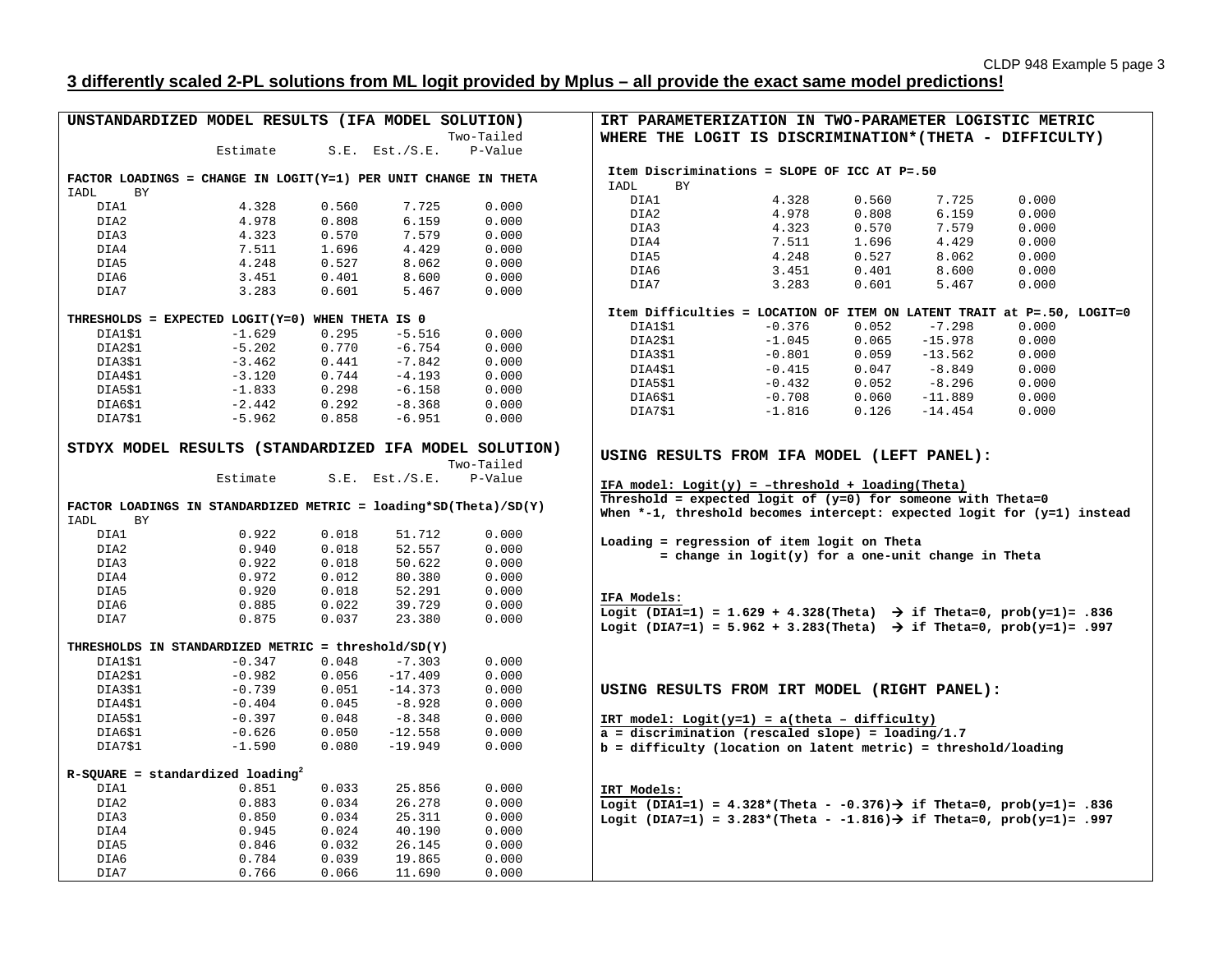## 3 differently scaled 2-PL solutions from ML logit provided by Mplus – all provide the exact same model predictions!

### UNSTANDARDIZED MODEL RESULTS (IFA MODEL SOLUTION)

**FACTOR LOADINGS = CHANGE IN LOGIT(Y=1) PER UNIT CHANGE IN THETA**

| IADL BY | Estimate | S.E. | Est./S.E. | Two-Tailed P-Value |
|---|---|---|---|---|
| DIA1 | 4.328 | 0.560 | 7.725 | 0.000 |
| DIA2 | 4.978 | 0.808 | 6.159 | 0.000 |
| DIA3 | 4.323 | 0.570 | 7.579 | 0.000 |
| DIA4 | 7.511 | 1.696 | 4.429 | 0.000 |
| DIA5 | 4.248 | 0.527 | 8.062 | 0.000 |
| DIA6 | 3.451 | 0.401 | 8.600 | 0.000 |
| DIA7 | 3.283 | 0.601 | 5.467 | 0.000 |

**THRESHOLDS = EXPECTED LOGIT(Y=0) WHEN THETA IS 0**

| | Estimate | S.E. | Est./S.E. | Two-Tailed P-Value |
|---|---|---|---|---|
| DIA1$1 | -1.629 | 0.295 | -5.516 | 0.000 |
| DIA2$1 | -5.202 | 0.770 | -6.754 | 0.000 |
| DIA3$1 | -3.462 | 0.441 | -7.842 | 0.000 |
| DIA4$1 | -3.120 | 0.744 | -4.193 | 0.000 |
| DIA5$1 | -1.833 | 0.298 | -6.158 | 0.000 |
| DIA6$1 | -2.442 | 0.292 | -8.368 | 0.000 |
| DIA7$1 | -5.962 | 0.858 | -6.951 | 0.000 |

### STDYX MODEL RESULTS (STANDARDIZED IFA MODEL SOLUTION)

**FACTOR LOADINGS IN STANDARDIZED METRIC = loading*SD(Theta)/SD(Y)**

| IADL BY | Estimate | S.E. | Est./S.E. | Two-Tailed P-Value |
|---|---|---|---|---|
| DIA1 | 0.922 | 0.018 | 51.712 | 0.000 |
| DIA2 | 0.940 | 0.018 | 52.557 | 0.000 |
| DIA3 | 0.922 | 0.018 | 50.622 | 0.000 |
| DIA4 | 0.972 | 0.012 | 80.380 | 0.000 |
| DIA5 | 0.920 | 0.018 | 52.291 | 0.000 |
| DIA6 | 0.885 | 0.022 | 39.729 | 0.000 |
| DIA7 | 0.875 | 0.037 | 23.380 | 0.000 |

**THRESHOLDS IN STANDARDIZED METRIC = threshold/SD(Y)**

| | Estimate | S.E. | Est./S.E. | Two-Tailed P-Value |
|---|---|---|---|---|
| DIA1$1 | -0.347 | 0.048 | -7.303 | 0.000 |
| DIA2$1 | -0.982 | 0.056 | -17.409 | 0.000 |
| DIA3$1 | -0.739 | 0.051 | -14.373 | 0.000 |
| DIA4$1 | -0.404 | 0.045 | -8.928 | 0.000 |
| DIA5$1 | -0.397 | 0.048 | -8.348 | 0.000 |
| DIA6$1 | -0.626 | 0.050 | -12.558 | 0.000 |
| DIA7$1 | -1.590 | 0.080 | -19.949 | 0.000 |

**R-SQUARE = standardized loading$^2$**

| | Estimate | S.E. | Est./S.E. | Two-Tailed P-Value |
|---|---|---|---|---|
| DIA1 | 0.851 | 0.033 | 25.856 | 0.000 |
| DIA2 | 0.883 | 0.034 | 26.278 | 0.000 |
| DIA3 | 0.850 | 0.034 | 25.311 | 0.000 |
| DIA4 | 0.945 | 0.024 | 40.190 | 0.000 |
| DIA5 | 0.846 | 0.032 | 26.145 | 0.000 |
| DIA6 | 0.784 | 0.039 | 19.865 | 0.000 |
| DIA7 | 0.766 | 0.066 | 11.690 | 0.000 |

### IRT PARAMETERIZATION IN TWO-PARAMETER LOGISTIC METRIC WHERE THE LOGIT IS DISCRIMINATION*(THETA - DIFFICULTY)

**Item Discriminations = SLOPE OF ICC AT P=.50**

| IADL BY | Estimate | S.E. | Est./S.E. | P-Value |
|---|---|---|---|---|
| DIA1 | 4.328 | 0.560 | 7.725 | 0.000 |
| DIA2 | 4.978 | 0.808 | 6.159 | 0.000 |
| DIA3 | 4.323 | 0.570 | 7.579 | 0.000 |
| DIA4 | 7.511 | 1.696 | 4.429 | 0.000 |
| DIA5 | 4.248 | 0.527 | 8.062 | 0.000 |
| DIA6 | 3.451 | 0.401 | 8.600 | 0.000 |
| DIA7 | 3.283 | 0.601 | 5.467 | 0.000 |

**Item Difficulties = LOCATION OF ITEM ON LATENT TRAIT at P=.50, LOGIT=0**

| | Estimate | S.E. | Est./S.E. | P-Value |
|---|---|---|---|---|
| DIA1$1 | -0.376 | 0.052 | -7.298 | 0.000 |
| DIA2$1 | -1.045 | 0.065 | -15.978 | 0.000 |
| DIA3$1 | -0.801 | 0.059 | -13.562 | 0.000 |
| DIA4$1 | -0.415 | 0.047 | -8.849 | 0.000 |
| DIA5$1 | -0.432 | 0.052 | -8.296 | 0.000 |
| DIA6$1 | -0.708 | 0.060 | -11.889 | 0.000 |
| DIA7$1 | -1.816 | 0.126 | -14.454 | 0.000 |

### USING RESULTS FROM IFA MODEL (LEFT PANEL):

**IFA model: Logit(y) = –threshold + loading(Theta)**
**Threshold = expected logit of (y=0) for someone with Theta=0**
**When *-1, threshold becomes intercept: expected logit for (y=1) instead**

**Loading = regression of item logit on Theta**
**= change in logit(y) for a one-unit change in Theta**

**IFA Models:**
**Logit (DIA1=1) = 1.629 + 4.328(Theta) → if Theta=0, prob(y=1)= .836**
**Logit (DIA7=1) = 5.962 + 3.283(Theta) → if Theta=0, prob(y=1)= .997**

### USING RESULTS FROM IRT MODEL (RIGHT PANEL):

**IRT model: Logit(y=1) = a(theta – difficulty)**
**a = discrimination (rescaled slope) = loading/1.7**
**b = difficulty (location on latent metric) = threshold/loading**

**IRT Models:**
**Logit (DIA1=1) = 4.328*(Theta - -0.376)→ if Theta=0, prob(y=1)= .836**
**Logit (DIA7=1) = 3.283*(Theta - -1.816)→ if Theta=0, prob(y=1)= .997**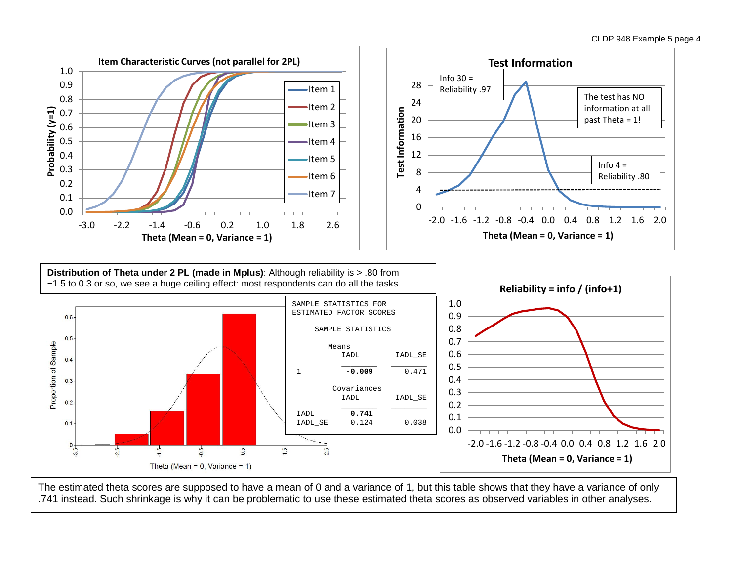**Item Characteristic Curves (not parallel for 2PL)**

**Test Information**

Info 30 = Reliability .97

The test has NO information at all past Theta = 1!

Info 4 = Reliability .80

**Distribution of Theta under 2 PL (made in Mplus)**: Although reliability is > .80 from −1.5 to 0.3 or so, we see a huge ceiling effect: most respondents can do all the tasks.

```
SAMPLE STATISTICS FOR
ESTIMATED FACTOR SCORES

     SAMPLE STATISTICS

        Means
           IADL          IADL_SE
          ________      ________
 1          -0.009         0.471

        Covariances
           IADL          IADL_SE
          ________      ________
 IADL        0.741
 IADL_SE     0.124         0.038
```

**Reliability = info / (info+1)**

The estimated theta scores are supposed to have a mean of 0 and a variance of 1, but this table shows that they have a variance of only .741 instead. Such shrinkage is why it can be problematic to use these estimated theta scores as observed variables in other analyses.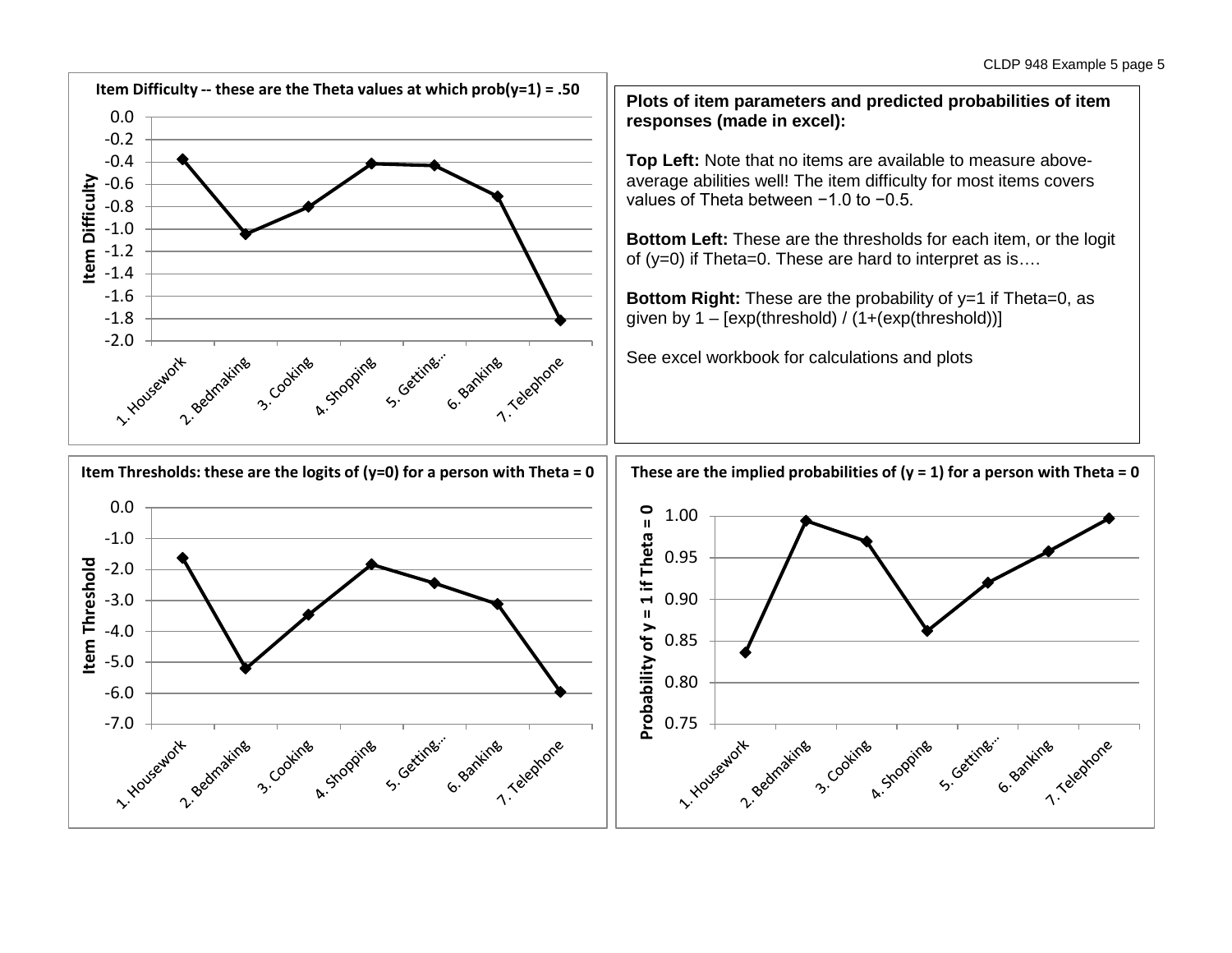**Item Difficulty -- these are the Theta values at which prob(y=1) = .50**

**Plots of item parameters and predicted probabilities of item responses (made in excel):**

**Top Left:** Note that no items are available to measure above-average abilities well! The item difficulty for most items covers values of Theta between −1.0 to −0.5.

**Bottom Left:** These are the thresholds for each item, or the logit of (y=0) if Theta=0. These are hard to interpret as is….

**Bottom Right:** These are the probability of y=1 if Theta=0, as given by 1 – [exp(threshold) / (1+(exp(threshold))]

See excel workbook for calculations and plots

**Item Thresholds: these are the logits of (y=0) for a person with Theta = 0**

**These are the implied probabilities of (y = 1) for a person with Theta = 0**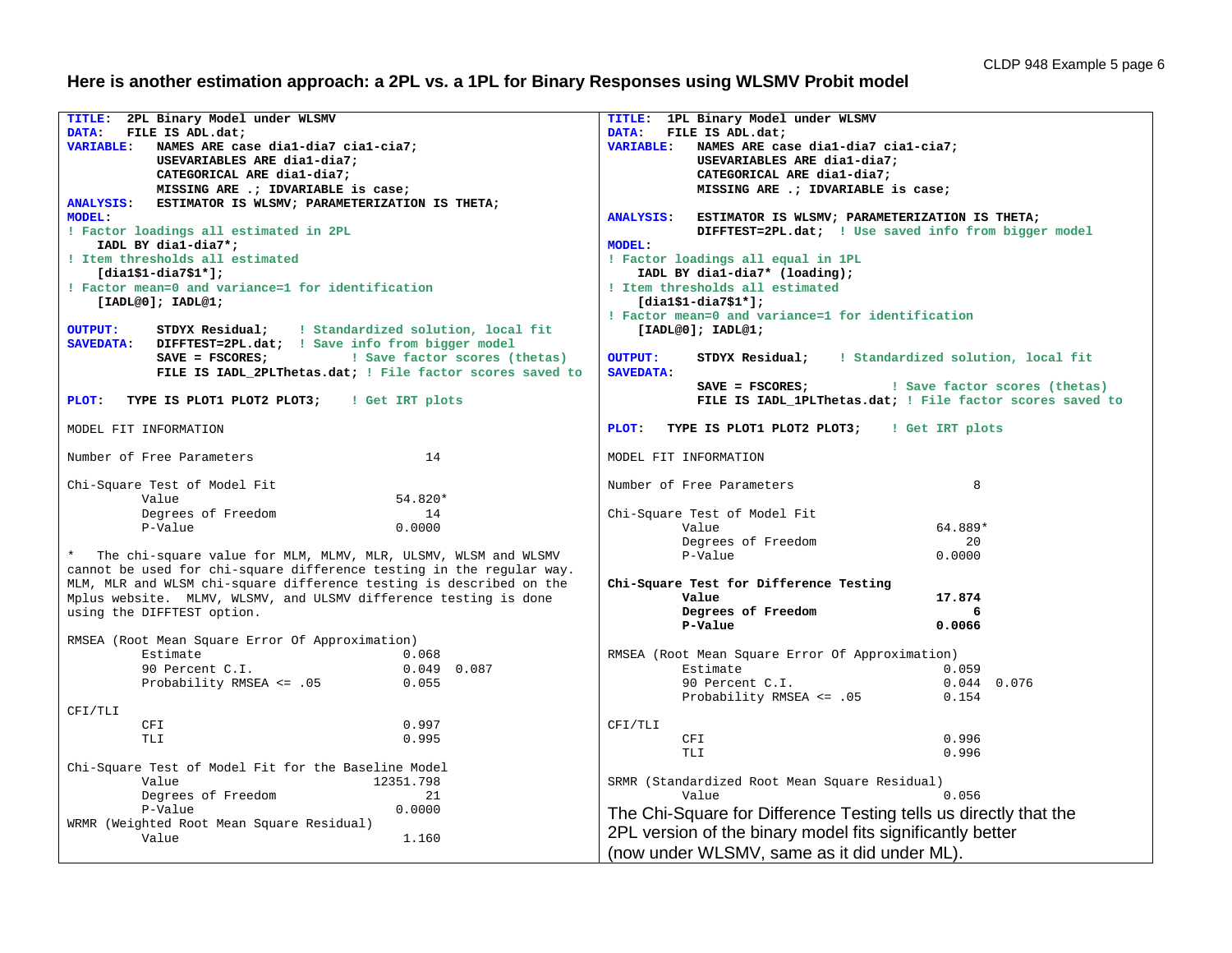## Here is another estimation approach: a 2PL vs. a 1PL for Binary Responses using WLSMV Probit model

```
TITLE:  2PL Binary Model under WLSMV
DATA:   FILE IS ADL.dat;
VARIABLE:   NAMES ARE case dia1-dia7 cia1-cia7;
            USEVARIABLES ARE dia1-dia7;
            CATEGORICAL ARE dia1-dia7;
            MISSING ARE .; IDVARIABLE is case;
ANALYSIS:   ESTIMATOR IS WLSMV; PARAMETERIZATION IS THETA;
MODEL:
! Factor loadings all estimated in 2PL
    IADL BY dia1-dia7*;
! Item thresholds all estimated
    [dia1$1-dia7$1*];
! Factor mean=0 and variance=1 for identification
    [IADL@0]; IADL@1;

OUTPUT:     STDYX Residual;    ! Standardized solution, local fit
SAVEDATA:   DIFFTEST=2PL.dat;  ! Save info from bigger model
            SAVE = FSCORES;           ! Save factor scores (thetas)
            FILE IS IADL_2PLThetas.dat; ! File factor scores saved to

PLOT:   TYPE IS PLOT1 PLOT2 PLOT3;    ! Get IRT plots

MODEL FIT INFORMATION

Number of Free Parameters                       14

Chi-Square Test of Model Fit
          Value                             54.820*
          Degrees of Freedom                    14
          P-Value                           0.0000

*   The chi-square value for MLM, MLMV, MLR, ULSMV, WLSM and WLSMV
cannot be used for chi-square difference testing in the regular way.
MLM, MLR and WLSM chi-square difference testing is described on the
Mplus website.  MLMV, WLSMV, and ULSMV difference testing is done
using the DIFFTEST option.

RMSEA (Root Mean Square Error Of Approximation)
          Estimate                           0.068
          90 Percent C.I.                    0.049  0.087
          Probability RMSEA <= .05           0.055

CFI/TLI
          CFI                                0.997
          TLI                                0.995

Chi-Square Test of Model Fit for the Baseline Model
          Value                          12351.798
          Degrees of Freedom                    21
          P-Value                           0.0000
WRMR (Weighted Root Mean Square Residual)
          Value                              1.160
```

```
TITLE:  1PL Binary Model under WLSMV
DATA:   FILE IS ADL.dat;
VARIABLE:   NAMES ARE case dia1-dia7 cia1-cia7;
            USEVARIABLES ARE dia1-dia7;
            CATEGORICAL ARE dia1-dia7;
            MISSING ARE .; IDVARIABLE is case;

ANALYSIS:   ESTIMATOR IS WLSMV; PARAMETERIZATION IS THETA;
            DIFFTEST=2PL.dat;  ! Use saved info from bigger model
MODEL:
! Factor loadings all equal in 1PL
    IADL BY dia1-dia7* (loading);
! Item thresholds all estimated
    [dia1$1-dia7$1*];
! Factor mean=0 and variance=1 for identification
    [IADL@0]; IADL@1;

OUTPUT:     STDYX Residual;    ! Standardized solution, local fit
SAVEDATA:
            SAVE = FSCORES;           ! Save factor scores (thetas)
            FILE IS IADL_1PLThetas.dat; ! File factor scores saved to

PLOT:   TYPE IS PLOT1 PLOT2 PLOT3;    ! Get IRT plots

MODEL FIT INFORMATION

Number of Free Parameters                        8

Chi-Square Test of Model Fit
          Value                             64.889*
          Degrees of Freedom                    20
          P-Value                           0.0000

Chi-Square Test for Difference Testing
          Value                             17.874
          Degrees of Freedom                     6
          P-Value                           0.0066

RMSEA (Root Mean Square Error Of Approximation)
          Estimate                           0.059
          90 Percent C.I.                    0.044  0.076
          Probability RMSEA <= .05           0.154

CFI/TLI
          CFI                                0.996
          TLI                                0.996

SRMR (Standardized Root Mean Square Residual)
          Value                              0.056
```

The Chi-Square for Difference Testing tells us directly that the 2PL version of the binary model fits significantly better (now under WLSMV, same as it did under ML).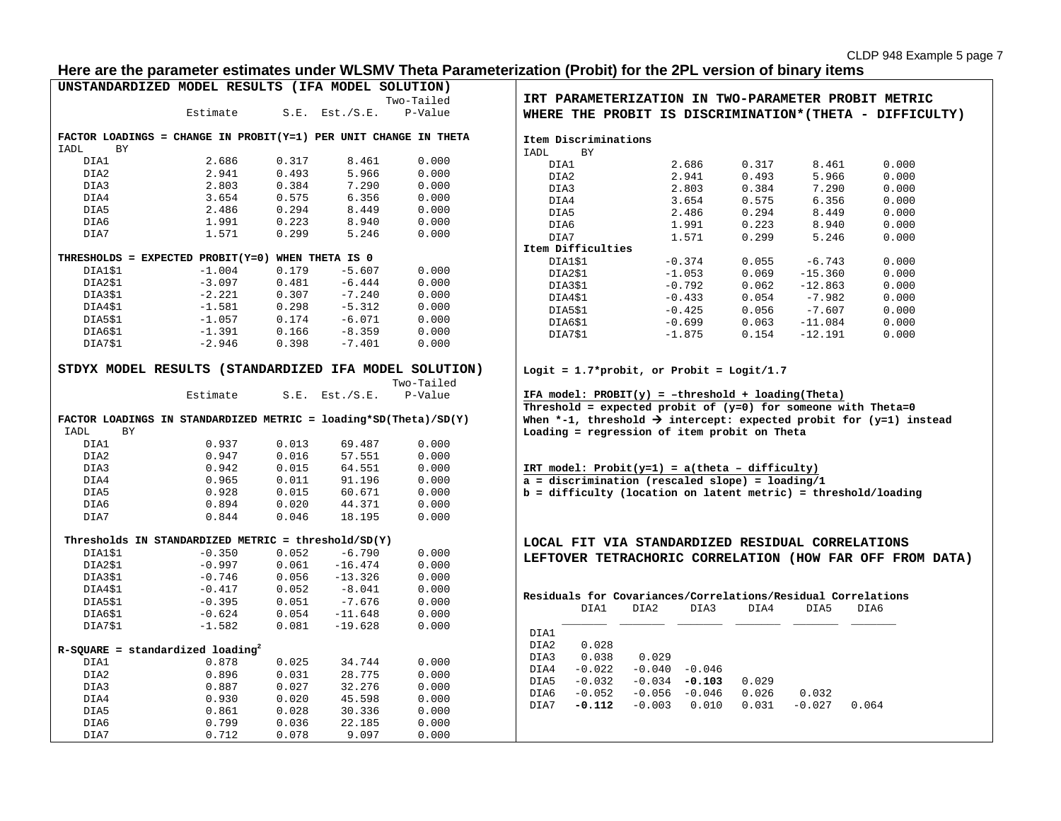## Here are the parameter estimates under WLSMV Theta Parameterization (Probit) for the 2PL version of binary items

**UNSTANDARDIZED MODEL RESULTS (IFA MODEL SOLUTION)**

| | Estimate | S.E. | Est./S.E. | Two-Tailed P-Value |
|---|---|---|---|---|
| **FACTOR LOADINGS = CHANGE IN PROBIT(Y=1) PER UNIT CHANGE IN THETA** | | | | |
| IADL BY | | | | |
| DIA1 | 2.686 | 0.317 | 8.461 | 0.000 |
| DIA2 | 2.941 | 0.493 | 5.966 | 0.000 |
| DIA3 | 2.803 | 0.384 | 7.290 | 0.000 |
| DIA4 | 3.654 | 0.575 | 6.356 | 0.000 |
| DIA5 | 2.486 | 0.294 | 8.449 | 0.000 |
| DIA6 | 1.991 | 0.223 | 8.940 | 0.000 |
| DIA7 | 1.571 | 0.299 | 5.246 | 0.000 |
| **THRESHOLDS = EXPECTED PROBIT(Y=0) WHEN THETA IS 0** | | | | |
| DIA1$1 | -1.004 | 0.179 | -5.607 | 0.000 |
| DIA2$1 | -3.097 | 0.481 | -6.444 | 0.000 |
| DIA3$1 | -2.221 | 0.307 | -7.240 | 0.000 |
| DIA4$1 | -1.581 | 0.298 | -5.312 | 0.000 |
| DIA5$1 | -1.057 | 0.174 | -6.071 | 0.000 |
| DIA6$1 | -1.391 | 0.166 | -8.359 | 0.000 |
| DIA7$1 | -2.946 | 0.398 | -7.401 | 0.000 |

**STDYX MODEL RESULTS (STANDARDIZED IFA MODEL SOLUTION)**

| | Estimate | S.E. | Est./S.E. | Two-Tailed P-Value |
|---|---|---|---|---|
| **FACTOR LOADINGS IN STANDARDIZED METRIC = loading*SD(Theta)/SD(Y)** | | | | |
| IADL BY | | | | |
| DIA1 | 0.937 | 0.013 | 69.487 | 0.000 |
| DIA2 | 0.947 | 0.016 | 57.551 | 0.000 |
| DIA3 | 0.942 | 0.015 | 64.551 | 0.000 |
| DIA4 | 0.965 | 0.011 | 91.196 | 0.000 |
| DIA5 | 0.928 | 0.015 | 60.671 | 0.000 |
| DIA6 | 0.894 | 0.020 | 44.371 | 0.000 |
| DIA7 | 0.844 | 0.046 | 18.195 | 0.000 |
| **Thresholds IN STANDARDIZED METRIC = threshold/SD(Y)** | | | | |
| DIA1$1 | -0.350 | 0.052 | -6.790 | 0.000 |
| DIA2$1 | -0.997 | 0.061 | -16.474 | 0.000 |
| DIA3$1 | -0.746 | 0.056 | -13.326 | 0.000 |
| DIA4$1 | -0.417 | 0.052 | -8.041 | 0.000 |
| DIA5$1 | -0.395 | 0.051 | -7.676 | 0.000 |
| DIA6$1 | -0.624 | 0.054 | -11.648 | 0.000 |
| DIA7$1 | -1.582 | 0.081 | -19.628 | 0.000 |
| **R-SQUARE = standardized loading$^2$** | | | | |
| DIA1 | 0.878 | 0.025 | 34.744 | 0.000 |
| DIA2 | 0.896 | 0.031 | 28.775 | 0.000 |
| DIA3 | 0.887 | 0.027 | 32.276 | 0.000 |
| DIA4 | 0.930 | 0.020 | 45.598 | 0.000 |
| DIA5 | 0.861 | 0.028 | 30.336 | 0.000 |
| DIA6 | 0.799 | 0.036 | 22.185 | 0.000 |
| DIA7 | 0.712 | 0.078 | 9.097 | 0.000 |

**IRT PARAMETERIZATION IN TWO-PARAMETER PROBIT METRIC WHERE THE PROBIT IS DISCRIMINATION*(THETA - DIFFICULTY)**

| | | | | |
|---|---|---|---|---|
| **Item Discriminations** | | | | |
| IADL BY | | | | |
| DIA1 | 2.686 | 0.317 | 8.461 | 0.000 |
| DIA2 | 2.941 | 0.493 | 5.966 | 0.000 |
| DIA3 | 2.803 | 0.384 | 7.290 | 0.000 |
| DIA4 | 3.654 | 0.575 | 6.356 | 0.000 |
| DIA5 | 2.486 | 0.294 | 8.449 | 0.000 |
| DIA6 | 1.991 | 0.223 | 8.940 | 0.000 |
| DIA7 | 1.571 | 0.299 | 5.246 | 0.000 |
| **Item Difficulties** | | | | |
| DIA1$1 | -0.374 | 0.055 | -6.743 | 0.000 |
| DIA2$1 | -1.053 | 0.069 | -15.360 | 0.000 |
| DIA3$1 | -0.792 | 0.062 | -12.863 | 0.000 |
| DIA4$1 | -0.433 | 0.054 | -7.982 | 0.000 |
| DIA5$1 | -0.425 | 0.056 | -7.607 | 0.000 |
| DIA6$1 | -0.699 | 0.063 | -11.084 | 0.000 |
| DIA7$1 | -1.875 | 0.154 | -12.191 | 0.000 |

**Logit = 1.7*probit, or Probit = Logit/1.7**

**IFA model: PROBIT(y) = –threshold + loading(Theta)**
**Threshold = expected probit of (y=0) for someone with Theta=0**
**When *-1, threshold → intercept: expected probit for (y=1) instead**
**Loading = regression of item probit on Theta**

**IRT model: Probit(y=1) = a(theta – difficulty)**
**a = discrimination (rescaled slope) = loading/1**
**b = difficulty (location on latent metric) = threshold/loading**

**LOCAL FIT VIA STANDARDIZED RESIDUAL CORRELATIONS LEFTOVER TETRACHORIC CORRELATION (HOW FAR OFF FROM DATA)**

**Residuals for Covariances/Correlations/Residual Correlations**

| | DIA1 | DIA2 | DIA3 | DIA4 | DIA5 | DIA6 |
|---|---|---|---|---|---|---|
| DIA1 | | | | | | |
| DIA2 | 0.028 | | | | | |
| DIA3 | 0.038 | 0.029 | | | | |
| DIA4 | -0.022 | -0.040 | -0.046 | | | |
| DIA5 | -0.032 | -0.034 | **-0.103** | 0.029 | | |
| DIA6 | -0.052 | -0.056 | -0.046 | 0.026 | 0.032 | |
| DIA7 | **-0.112** | -0.003 | 0.010 | 0.031 | -0.027 | 0.064 |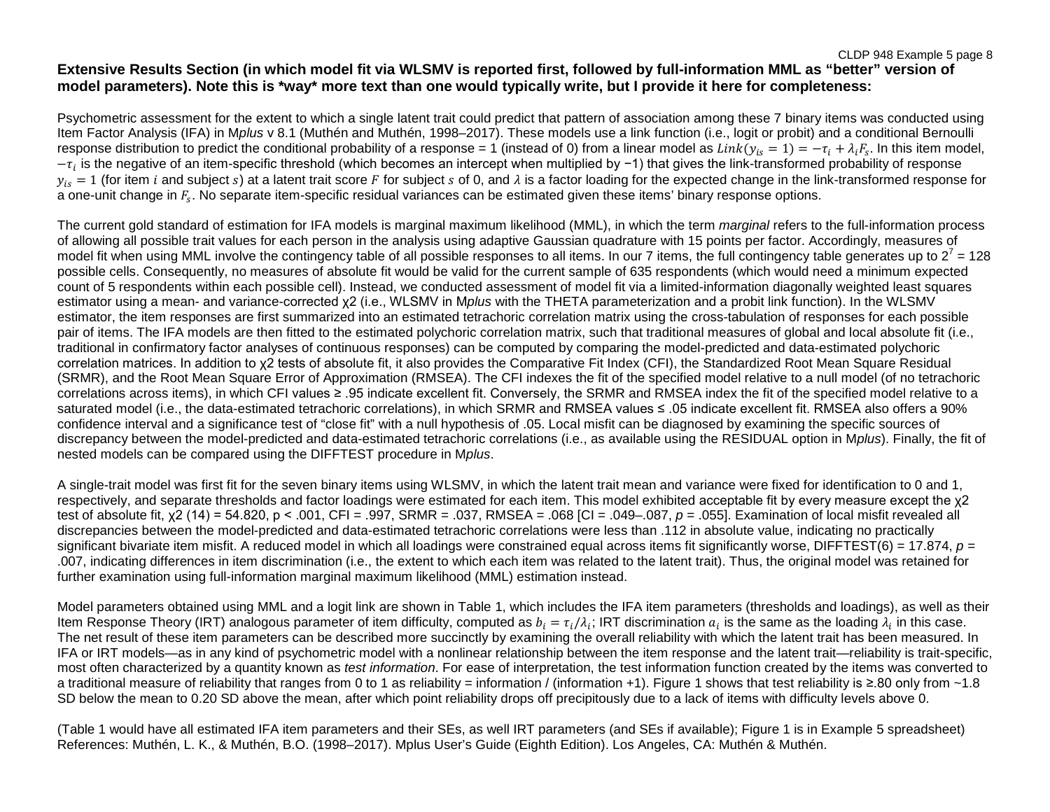**Extensive Results Section (in which model fit via WLSMV is reported first, followed by full-information MML as "better" version of model parameters). Note this is \*way\* more text than one would typically write, but I provide it here for completeness:**

Psychometric assessment for the extent to which a single latent trait could predict that pattern of association among these 7 binary items was conducted using Item Factor Analysis (IFA) in M*plus* v 8.1 (Muthén and Muthén, 1998–2017). These models use a link function (i.e., logit or probit) and a conditional Bernoulli response distribution to predict the conditional probability of a response = 1 (instead of 0) from a linear model as $Link(y_{is} = 1) = -\tau_i + \lambda_i F_s$. In this item model, $-\tau_i$ is the negative of an item-specific threshold (which becomes an intercept when multiplied by −1) that gives the link-transformed probability of response $y_{is} = 1$ (for item $i$ and subject $s$) at a latent trait score $F$ for subject $s$ of 0, and $\lambda$ is a factor loading for the expected change in the link-transformed response for a one-unit change in $F_s$. No separate item-specific residual variances can be estimated given these items' binary response options.

The current gold standard of estimation for IFA models is marginal maximum likelihood (MML), in which the term *marginal* refers to the full-information process of allowing all possible trait values for each person in the analysis using adaptive Gaussian quadrature with 15 points per factor. Accordingly, measures of model fit when using MML involve the contingency table of all possible responses to all items. In our 7 items, the full contingency table generates up to $2^7$ = 128 possible cells. Consequently, no measures of absolute fit would be valid for the current sample of 635 respondents (which would need a minimum expected count of 5 respondents within each possible cell). Instead, we conducted assessment of model fit via a limited-information diagonally weighted least squares estimator using a mean- and variance-corrected $\chi 2$ (i.e., WLSMV in M*plus* with the THETA parameterization and a probit link function). In the WLSMV estimator, the item responses are first summarized into an estimated tetrachoric correlation matrix using the cross-tabulation of responses for each possible pair of items. The IFA models are then fitted to the estimated polychoric correlation matrix, such that traditional measures of global and local absolute fit (i.e., traditional in confirmatory factor analyses of continuous responses) can be computed by comparing the model-predicted and data-estimated polychoric correlation matrices. In addition to $\chi 2$ tests of absolute fit, it also provides the Comparative Fit Index (CFI), the Standardized Root Mean Square Residual (SRMR), and the Root Mean Square Error of Approximation (RMSEA). The CFI indexes the fit of the specified model relative to a null model (of no tetrachoric correlations across items), in which CFI values ≥ .95 indicate excellent fit. Conversely, the SRMR and RMSEA index the fit of the specified model relative to a saturated model (i.e., the data-estimated tetrachoric correlations), in which SRMR and RMSEA values ≤ .05 indicate excellent fit. RMSEA also offers a 90% confidence interval and a significance test of "close fit" with a null hypothesis of .05. Local misfit can be diagnosed by examining the specific sources of discrepancy between the model-predicted and data-estimated tetrachoric correlations (i.e., as available using the RESIDUAL option in M*plus*). Finally, the fit of nested models can be compared using the DIFFTEST procedure in M*plus*.

A single-trait model was first fit for the seven binary items using WLSMV, in which the latent trait mean and variance were fixed for identification to 0 and 1, respectively, and separate thresholds and factor loadings were estimated for each item. This model exhibited acceptable fit by every measure except the $\chi 2$ test of absolute fit, $\chi 2$ (14) = 54.820, p < .001, CFI = .997, SRMR = .037, RMSEA = .068 [CI = .049–.087, *p* = .055]. Examination of local misfit revealed all discrepancies between the model-predicted and data-estimated tetrachoric correlations were less than .112 in absolute value, indicating no practically significant bivariate item misfit. A reduced model in which all loadings were constrained equal across items fit significantly worse, DIFFTEST(6) = 17.874, *p* = .007, indicating differences in item discrimination (i.e., the extent to which each item was related to the latent trait). Thus, the original model was retained for further examination using full-information marginal maximum likelihood (MML) estimation instead.

Model parameters obtained using MML and a logit link are shown in Table 1, which includes the IFA item parameters (thresholds and loadings), as well as their Item Response Theory (IRT) analogous parameter of item difficulty, computed as $b_i = \tau_i / \lambda_i$; IRT discrimination $a_i$ is the same as the loading $\lambda_i$ in this case. The net result of these item parameters can be described more succinctly by examining the overall reliability with which the latent trait has been measured. In IFA or IRT models—as in any kind of psychometric model with a nonlinear relationship between the item response and the latent trait—reliability is trait-specific, most often characterized by a quantity known as *test information*. For ease of interpretation, the test information function created by the items was converted to a traditional measure of reliability that ranges from 0 to 1 as reliability = information / (information +1). Figure 1 shows that test reliability is ≥.80 only from ~1.8 SD below the mean to 0.20 SD above the mean, after which point reliability drops off precipitously due to a lack of items with difficulty levels above 0.

(Table 1 would have all estimated IFA item parameters and their SEs, as well IRT parameters (and SEs if available); Figure 1 is in Example 5 spreadsheet)
References: Muthén, L. K., & Muthén, B.O. (1998–2017). Mplus User's Guide (Eighth Edition). Los Angeles, CA: Muthén & Muthén.